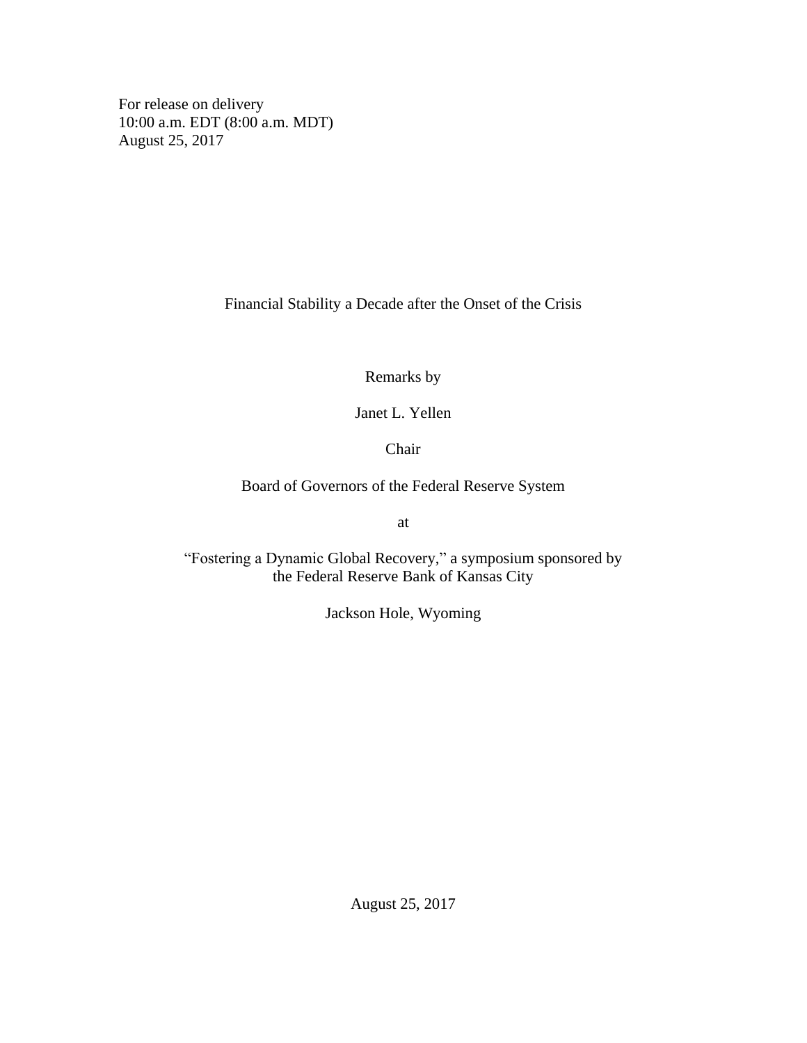For release on delivery
10:00 a.m. EDT (8:00 a.m. MDT)
August 25, 2017

# Financial Stability a Decade after the Onset of the Crisis

Remarks by

Janet L. Yellen

Chair

Board of Governors of the Federal Reserve System

at

"Fostering a Dynamic Global Recovery," a symposium sponsored by
the Federal Reserve Bank of Kansas City

Jackson Hole, Wyoming

August 25, 2017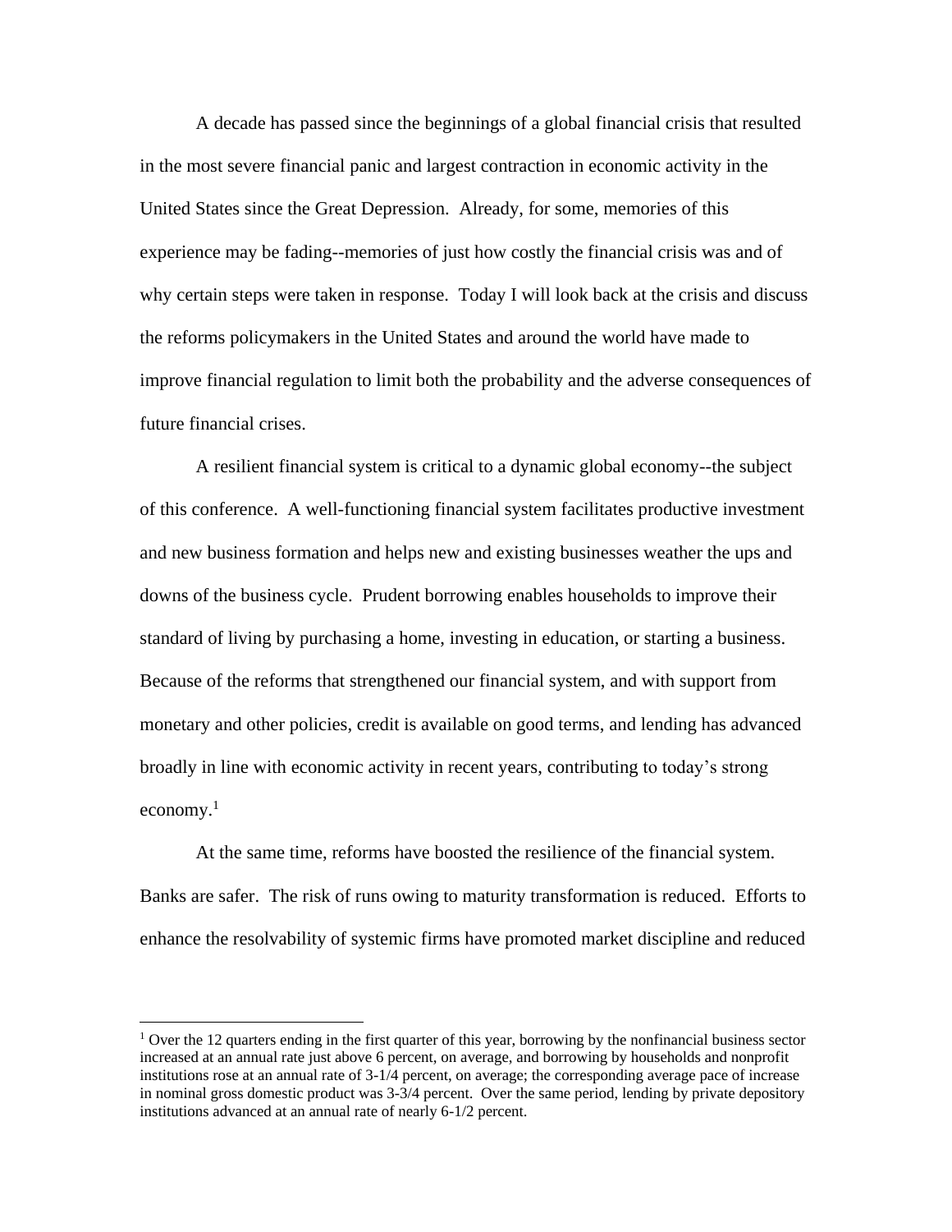A decade has passed since the beginnings of a global financial crisis that resulted in the most severe financial panic and largest contraction in economic activity in the United States since the Great Depression. Already, for some, memories of this experience may be fading--memories of just how costly the financial crisis was and of why certain steps were taken in response. Today I will look back at the crisis and discuss the reforms policymakers in the United States and around the world have made to improve financial regulation to limit both the probability and the adverse consequences of future financial crises.

A resilient financial system is critical to a dynamic global economy--the subject of this conference. A well-functioning financial system facilitates productive investment and new business formation and helps new and existing businesses weather the ups and downs of the business cycle. Prudent borrowing enables households to improve their standard of living by purchasing a home, investing in education, or starting a business. Because of the reforms that strengthened our financial system, and with support from monetary and other policies, credit is available on good terms, and lending has advanced broadly in line with economic activity in recent years, contributing to today's strong economy.[1]

At the same time, reforms have boosted the resilience of the financial system. Banks are safer. The risk of runs owing to maturity transformation is reduced. Efforts to enhance the resolvability of systemic firms have promoted market discipline and reduced

---

[1] Over the 12 quarters ending in the first quarter of this year, borrowing by the nonfinancial business sector increased at an annual rate just above 6 percent, on average, and borrowing by households and nonprofit institutions rose at an annual rate of 3-1/4 percent, on average; the corresponding average pace of increase in nominal gross domestic product was 3-3/4 percent. Over the same period, lending by private depository institutions advanced at an annual rate of nearly 6-1/2 percent.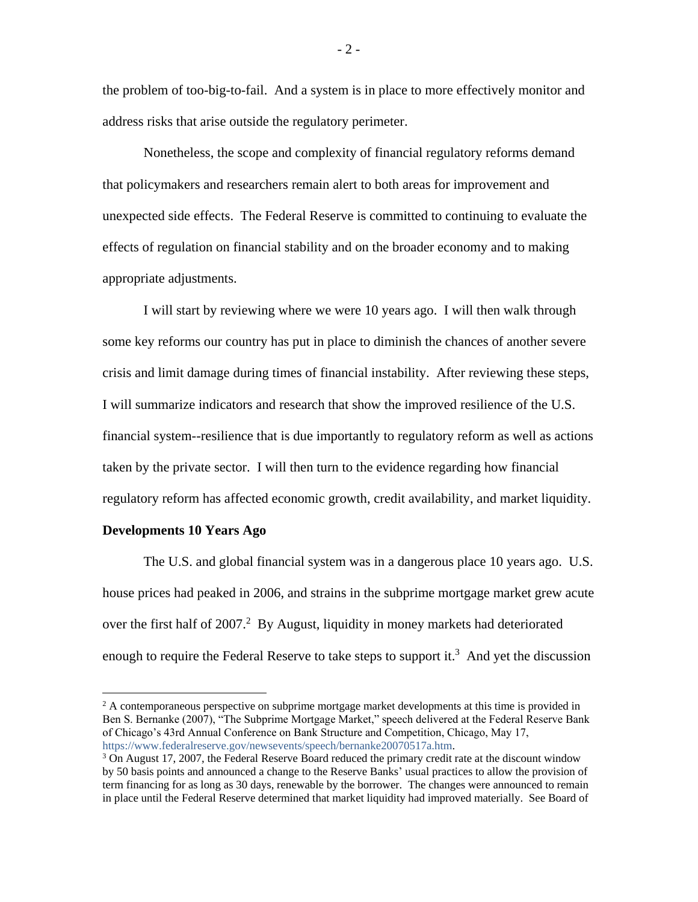the problem of too-big-to-fail. And a system is in place to more effectively monitor and address risks that arise outside the regulatory perimeter.

Nonetheless, the scope and complexity of financial regulatory reforms demand that policymakers and researchers remain alert to both areas for improvement and unexpected side effects. The Federal Reserve is committed to continuing to evaluate the effects of regulation on financial stability and on the broader economy and to making appropriate adjustments.

I will start by reviewing where we were 10 years ago. I will then walk through some key reforms our country has put in place to diminish the chances of another severe crisis and limit damage during times of financial instability. After reviewing these steps, I will summarize indicators and research that show the improved resilience of the U.S. financial system--resilience that is due importantly to regulatory reform as well as actions taken by the private sector. I will then turn to the evidence regarding how financial regulatory reform has affected economic growth, credit availability, and market liquidity.

**Developments 10 Years Ago**

The U.S. and global financial system was in a dangerous place 10 years ago. U.S. house prices had peaked in 2006, and strains in the subprime mortgage market grew acute over the first half of 2007.[2] By August, liquidity in money markets had deteriorated enough to require the Federal Reserve to take steps to support it.[3] And yet the discussion

---

[2] A contemporaneous perspective on subprime mortgage market developments at this time is provided in Ben S. Bernanke (2007), "The Subprime Mortgage Market," speech delivered at the Federal Reserve Bank of Chicago's 43rd Annual Conference on Bank Structure and Competition, Chicago, May 17, https://www.federalreserve.gov/newsevents/speech/bernanke20070517a.htm.

[3] On August 17, 2007, the Federal Reserve Board reduced the primary credit rate at the discount window by 50 basis points and announced a change to the Reserve Banks' usual practices to allow the provision of term financing for as long as 30 days, renewable by the borrower. The changes were announced to remain in place until the Federal Reserve determined that market liquidity had improved materially. See Board of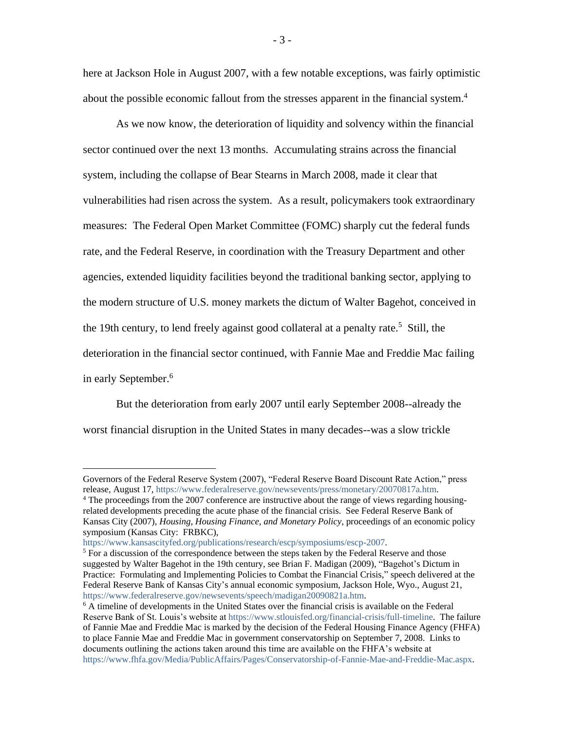here at Jackson Hole in August 2007, with a few notable exceptions, was fairly optimistic about the possible economic fallout from the stresses apparent in the financial system.[4]

As we now know, the deterioration of liquidity and solvency within the financial sector continued over the next 13 months. Accumulating strains across the financial system, including the collapse of Bear Stearns in March 2008, made it clear that vulnerabilities had risen across the system. As a result, policymakers took extraordinary measures: The Federal Open Market Committee (FOMC) sharply cut the federal funds rate, and the Federal Reserve, in coordination with the Treasury Department and other agencies, extended liquidity facilities beyond the traditional banking sector, applying to the modern structure of U.S. money markets the dictum of Walter Bagehot, conceived in the 19th century, to lend freely against good collateral at a penalty rate.[5] Still, the deterioration in the financial sector continued, with Fannie Mae and Freddie Mac failing in early September.[6]

But the deterioration from early 2007 until early September 2008--already the worst financial disruption in the United States in many decades--was a slow trickle

---

Governors of the Federal Reserve System (2007), "Federal Reserve Board Discount Rate Action," press release, August 17, https://www.federalreserve.gov/newsevents/press/monetary/20070817a.htm.

[4] The proceedings from the 2007 conference are instructive about the range of views regarding housing-related developments preceding the acute phase of the financial crisis. See Federal Reserve Bank of Kansas City (2007), *Housing, Housing Finance, and Monetary Policy*, proceedings of an economic policy symposium (Kansas City: FRBKC), https://www.kansascityfed.org/publications/research/escp/symposiums/escp-2007.

[5] For a discussion of the correspondence between the steps taken by the Federal Reserve and those suggested by Walter Bagehot in the 19th century, see Brian F. Madigan (2009), "Bagehot's Dictum in Practice: Formulating and Implementing Policies to Combat the Financial Crisis," speech delivered at the Federal Reserve Bank of Kansas City's annual economic symposium, Jackson Hole, Wyo., August 21, https://www.federalreserve.gov/newsevents/speech/madigan20090821a.htm.

[6] A timeline of developments in the United States over the financial crisis is available on the Federal Reserve Bank of St. Louis's website at https://www.stlouisfed.org/financial-crisis/full-timeline. The failure of Fannie Mae and Freddie Mac is marked by the decision of the Federal Housing Finance Agency (FHFA) to place Fannie Mae and Freddie Mac in government conservatorship on September 7, 2008. Links to documents outlining the actions taken around this time are available on the FHFA's website at https://www.fhfa.gov/Media/PublicAffairs/Pages/Conservatorship-of-Fannie-Mae-and-Freddie-Mac.aspx.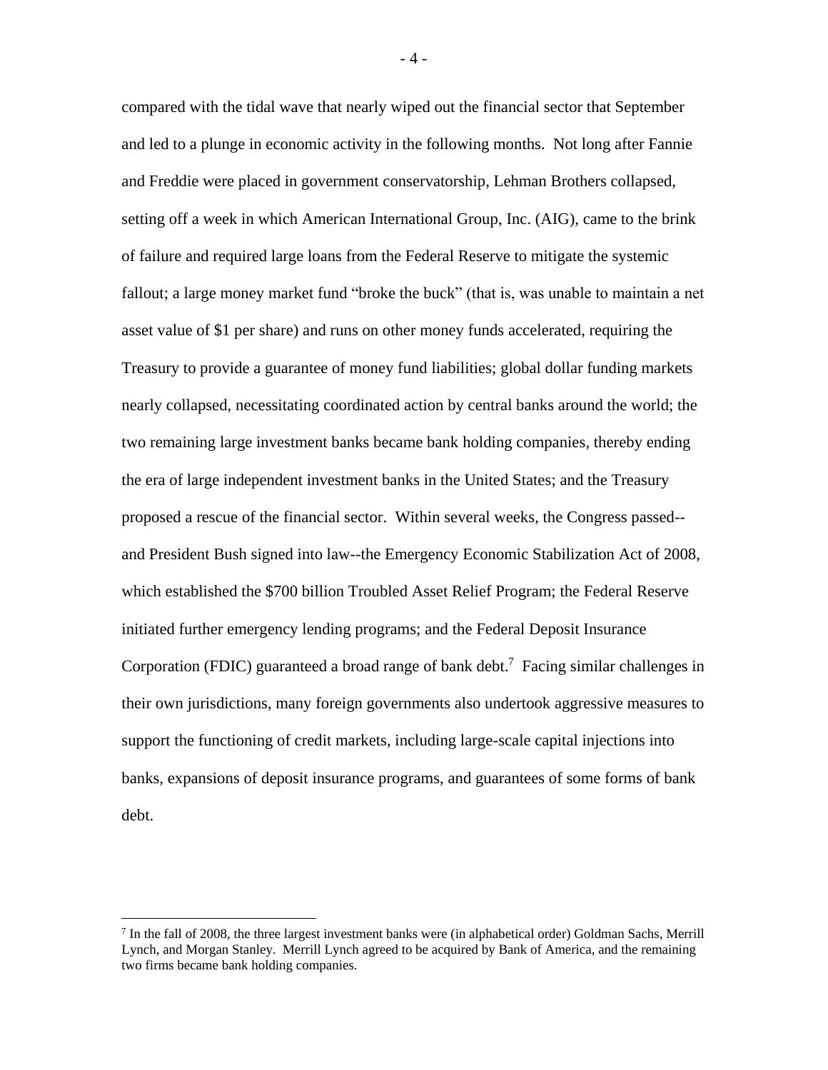compared with the tidal wave that nearly wiped out the financial sector that September and led to a plunge in economic activity in the following months. Not long after Fannie and Freddie were placed in government conservatorship, Lehman Brothers collapsed, setting off a week in which American International Group, Inc. (AIG), came to the brink of failure and required large loans from the Federal Reserve to mitigate the systemic fallout; a large money market fund "broke the buck" (that is, was unable to maintain a net asset value of $1 per share) and runs on other money funds accelerated, requiring the Treasury to provide a guarantee of money fund liabilities; global dollar funding markets nearly collapsed, necessitating coordinated action by central banks around the world; the two remaining large investment banks became bank holding companies, thereby ending the era of large independent investment banks in the United States; and the Treasury proposed a rescue of the financial sector. Within several weeks, the Congress passed--and President Bush signed into law--the Emergency Economic Stabilization Act of 2008, which established the $700 billion Troubled Asset Relief Program; the Federal Reserve initiated further emergency lending programs; and the Federal Deposit Insurance Corporation (FDIC) guaranteed a broad range of bank debt.[7] Facing similar challenges in their own jurisdictions, many foreign governments also undertook aggressive measures to support the functioning of credit markets, including large-scale capital injections into banks, expansions of deposit insurance programs, and guarantees of some forms of bank debt.

---

[7] In the fall of 2008, the three largest investment banks were (in alphabetical order) Goldman Sachs, Merrill Lynch, and Morgan Stanley. Merrill Lynch agreed to be acquired by Bank of America, and the remaining two firms became bank holding companies.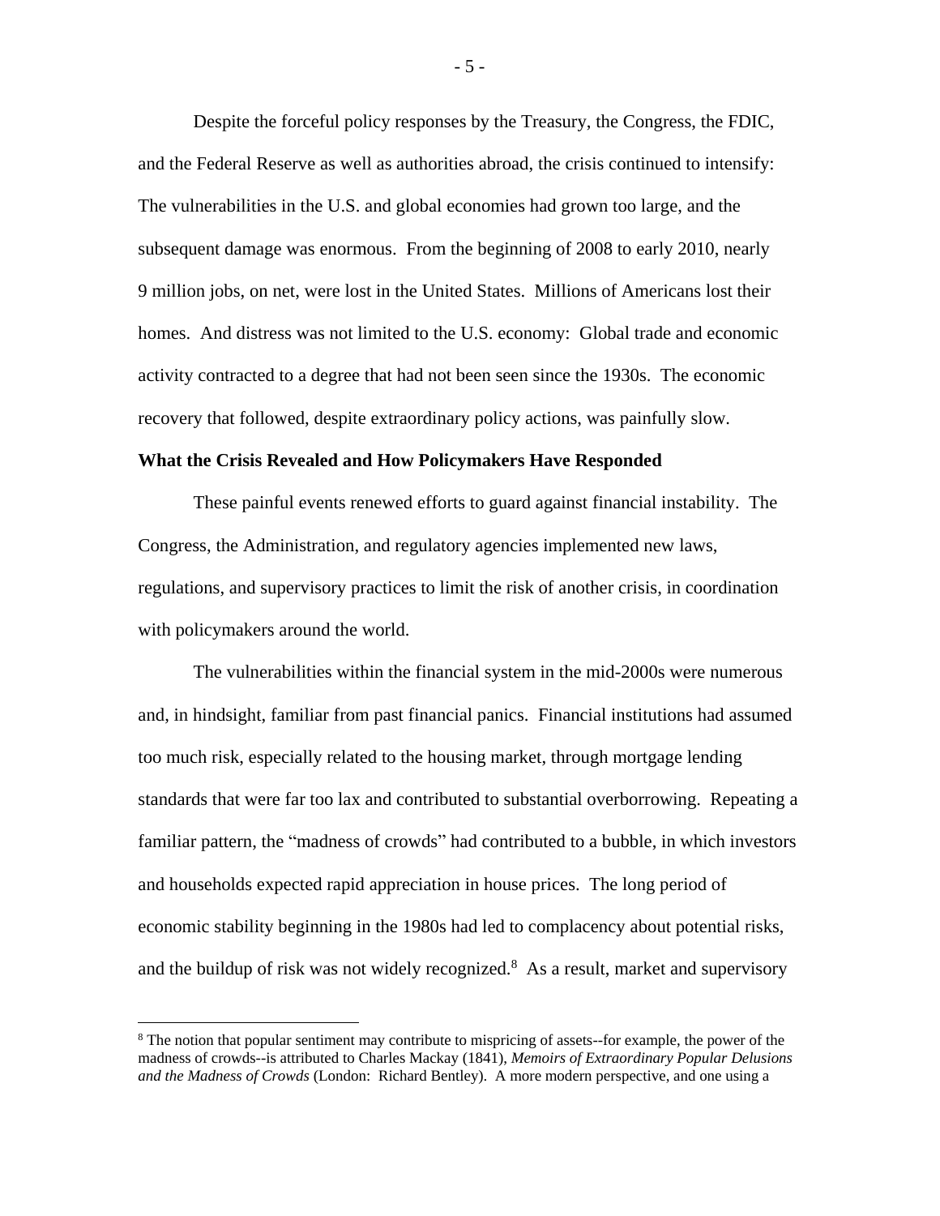Despite the forceful policy responses by the Treasury, the Congress, the FDIC, and the Federal Reserve as well as authorities abroad, the crisis continued to intensify: The vulnerabilities in the U.S. and global economies had grown too large, and the subsequent damage was enormous. From the beginning of 2008 to early 2010, nearly 9 million jobs, on net, were lost in the United States. Millions of Americans lost their homes. And distress was not limited to the U.S. economy: Global trade and economic activity contracted to a degree that had not been seen since the 1930s. The economic recovery that followed, despite extraordinary policy actions, was painfully slow.

**What the Crisis Revealed and How Policymakers Have Responded**

These painful events renewed efforts to guard against financial instability. The Congress, the Administration, and regulatory agencies implemented new laws, regulations, and supervisory practices to limit the risk of another crisis, in coordination with policymakers around the world.

The vulnerabilities within the financial system in the mid-2000s were numerous and, in hindsight, familiar from past financial panics. Financial institutions had assumed too much risk, especially related to the housing market, through mortgage lending standards that were far too lax and contributed to substantial overborrowing. Repeating a familiar pattern, the "madness of crowds" had contributed to a bubble, in which investors and households expected rapid appreciation in house prices. The long period of economic stability beginning in the 1980s had led to complacency about potential risks, and the buildup of risk was not widely recognized.[8] As a result, market and supervisory

[8] The notion that popular sentiment may contribute to mispricing of assets--for example, the power of the madness of crowds--is attributed to Charles Mackay (1841), *Memoirs of Extraordinary Popular Delusions and the Madness of Crowds* (London: Richard Bentley). A more modern perspective, and one using a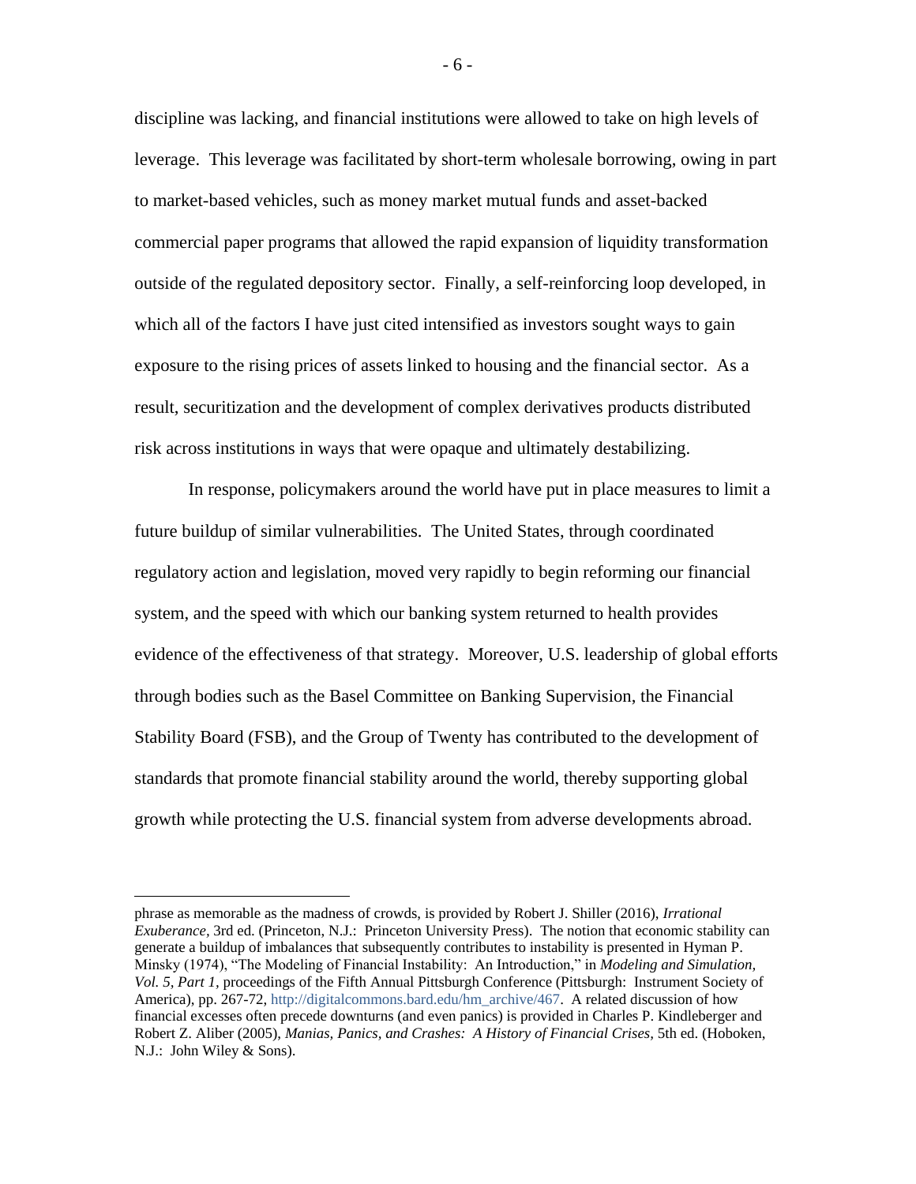discipline was lacking, and financial institutions were allowed to take on high levels of leverage. This leverage was facilitated by short-term wholesale borrowing, owing in part to market-based vehicles, such as money market mutual funds and asset-backed commercial paper programs that allowed the rapid expansion of liquidity transformation outside of the regulated depository sector. Finally, a self-reinforcing loop developed, in which all of the factors I have just cited intensified as investors sought ways to gain exposure to the rising prices of assets linked to housing and the financial sector. As a result, securitization and the development of complex derivatives products distributed risk across institutions in ways that were opaque and ultimately destabilizing.

In response, policymakers around the world have put in place measures to limit a future buildup of similar vulnerabilities. The United States, through coordinated regulatory action and legislation, moved very rapidly to begin reforming our financial system, and the speed with which our banking system returned to health provides evidence of the effectiveness of that strategy. Moreover, U.S. leadership of global efforts through bodies such as the Basel Committee on Banking Supervision, the Financial Stability Board (FSB), and the Group of Twenty has contributed to the development of standards that promote financial stability around the world, thereby supporting global growth while protecting the U.S. financial system from adverse developments abroad.

---

phrase as memorable as the madness of crowds, is provided by Robert J. Shiller (2016), *Irrational Exuberance,* 3rd ed. (Princeton, N.J.: Princeton University Press). The notion that economic stability can generate a buildup of imbalances that subsequently contributes to instability is presented in Hyman P. Minsky (1974), "The Modeling of Financial Instability: An Introduction," in *Modeling and Simulation, Vol. 5, Part 1,* proceedings of the Fifth Annual Pittsburgh Conference (Pittsburgh: Instrument Society of America), pp. 267-72, http://digitalcommons.bard.edu/hm_archive/467. A related discussion of how financial excesses often precede downturns (and even panics) is provided in Charles P. Kindleberger and Robert Z. Aliber (2005), *Manias, Panics, and Crashes: A History of Financial Crises,* 5th ed. (Hoboken, N.J.: John Wiley & Sons).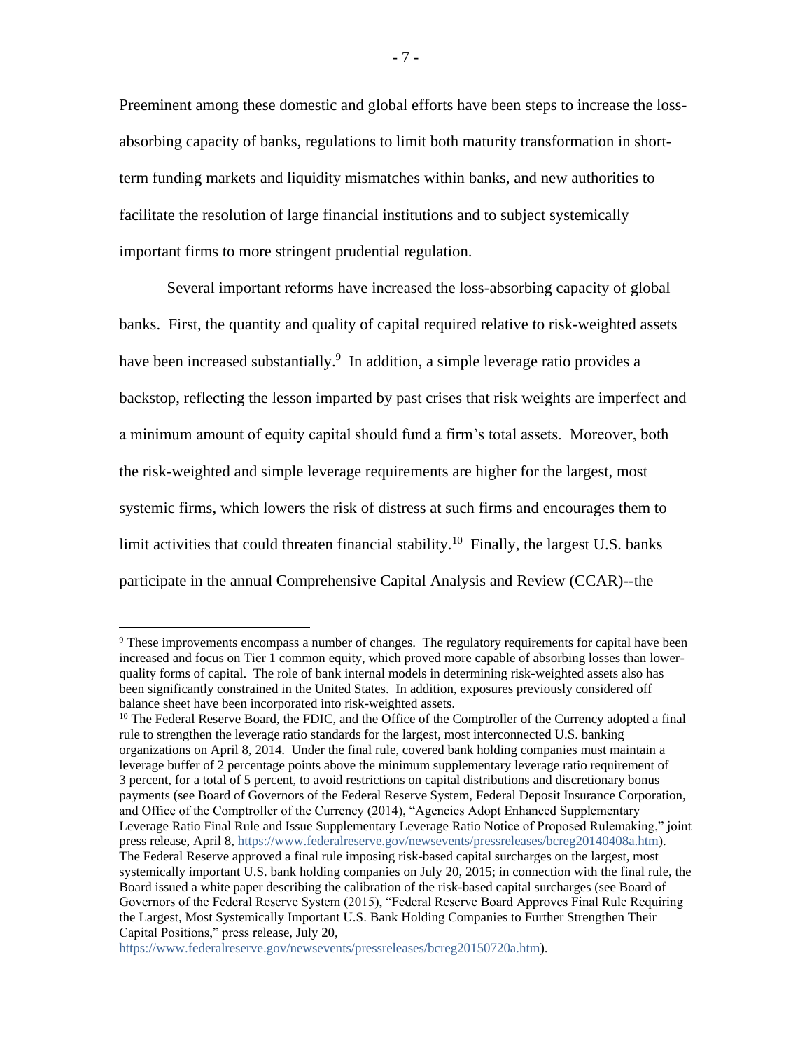Preeminent among these domestic and global efforts have been steps to increase the loss-absorbing capacity of banks, regulations to limit both maturity transformation in short-term funding markets and liquidity mismatches within banks, and new authorities to facilitate the resolution of large financial institutions and to subject systemically important firms to more stringent prudential regulation.

Several important reforms have increased the loss-absorbing capacity of global banks. First, the quantity and quality of capital required relative to risk-weighted assets have been increased substantially.[9] In addition, a simple leverage ratio provides a backstop, reflecting the lesson imparted by past crises that risk weights are imperfect and a minimum amount of equity capital should fund a firm's total assets. Moreover, both the risk-weighted and simple leverage requirements are higher for the largest, most systemic firms, which lowers the risk of distress at such firms and encourages them to limit activities that could threaten financial stability.[10] Finally, the largest U.S. banks participate in the annual Comprehensive Capital Analysis and Review (CCAR)--the

---

[9] These improvements encompass a number of changes. The regulatory requirements for capital have been increased and focus on Tier 1 common equity, which proved more capable of absorbing losses than lower-quality forms of capital. The role of bank internal models in determining risk-weighted assets also has been significantly constrained in the United States. In addition, exposures previously considered off balance sheet have been incorporated into risk-weighted assets.

[10] The Federal Reserve Board, the FDIC, and the Office of the Comptroller of the Currency adopted a final rule to strengthen the leverage ratio standards for the largest, most interconnected U.S. banking organizations on April 8, 2014. Under the final rule, covered bank holding companies must maintain a leverage buffer of 2 percentage points above the minimum supplementary leverage ratio requirement of 3 percent, for a total of 5 percent, to avoid restrictions on capital distributions and discretionary bonus payments (see Board of Governors of the Federal Reserve System, Federal Deposit Insurance Corporation, and Office of the Comptroller of the Currency (2014), "Agencies Adopt Enhanced Supplementary Leverage Ratio Final Rule and Issue Supplementary Leverage Ratio Notice of Proposed Rulemaking," joint press release, April 8, https://www.federalreserve.gov/newsevents/pressreleases/bcreg20140408a.htm). The Federal Reserve approved a final rule imposing risk-based capital surcharges on the largest, most systemically important U.S. bank holding companies on July 20, 2015; in connection with the final rule, the Board issued a white paper describing the calibration of the risk-based capital surcharges (see Board of Governors of the Federal Reserve System (2015), "Federal Reserve Board Approves Final Rule Requiring the Largest, Most Systemically Important U.S. Bank Holding Companies to Further Strengthen Their Capital Positions," press release, July 20, https://www.federalreserve.gov/newsevents/pressreleases/bcreg20150720a.htm).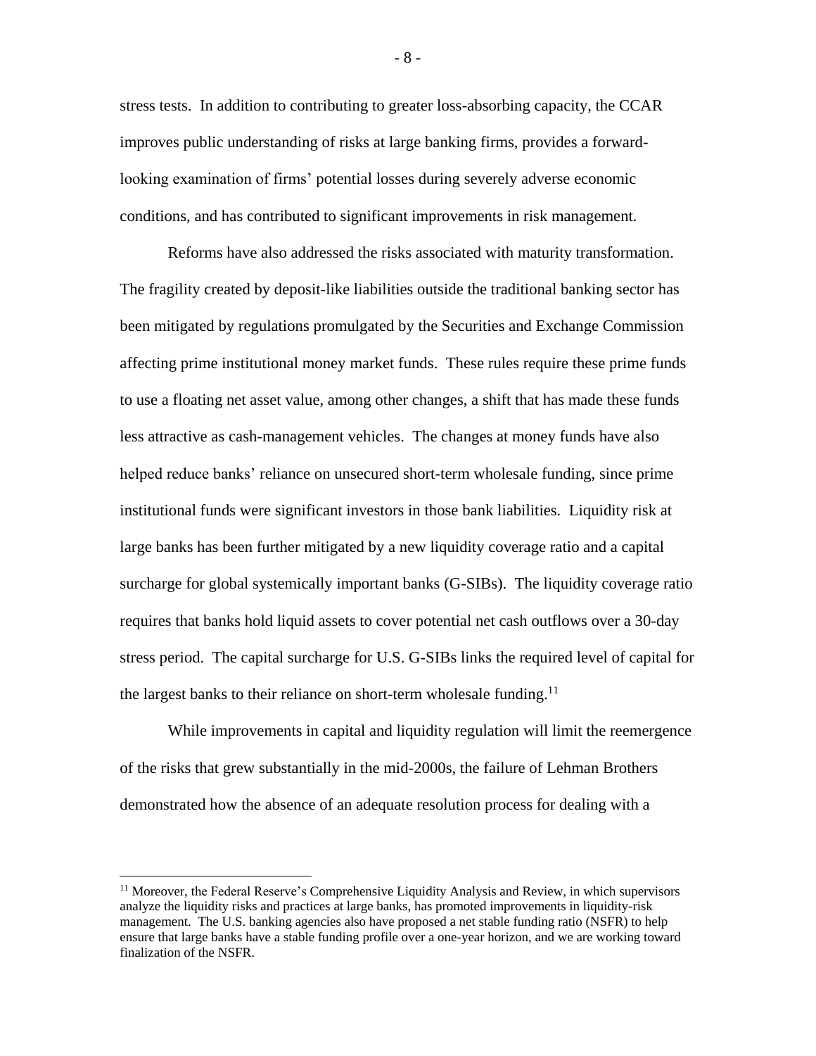stress tests. In addition to contributing to greater loss-absorbing capacity, the CCAR improves public understanding of risks at large banking firms, provides a forward-looking examination of firms' potential losses during severely adverse economic conditions, and has contributed to significant improvements in risk management.

Reforms have also addressed the risks associated with maturity transformation. The fragility created by deposit-like liabilities outside the traditional banking sector has been mitigated by regulations promulgated by the Securities and Exchange Commission affecting prime institutional money market funds. These rules require these prime funds to use a floating net asset value, among other changes, a shift that has made these funds less attractive as cash-management vehicles. The changes at money funds have also helped reduce banks' reliance on unsecured short-term wholesale funding, since prime institutional funds were significant investors in those bank liabilities. Liquidity risk at large banks has been further mitigated by a new liquidity coverage ratio and a capital surcharge for global systemically important banks (G-SIBs). The liquidity coverage ratio requires that banks hold liquid assets to cover potential net cash outflows over a 30-day stress period. The capital surcharge for U.S. G-SIBs links the required level of capital for the largest banks to their reliance on short-term wholesale funding.[11]

While improvements in capital and liquidity regulation will limit the reemergence of the risks that grew substantially in the mid-2000s, the failure of Lehman Brothers demonstrated how the absence of an adequate resolution process for dealing with a

[11] Moreover, the Federal Reserve's Comprehensive Liquidity Analysis and Review, in which supervisors analyze the liquidity risks and practices at large banks, has promoted improvements in liquidity-risk management. The U.S. banking agencies also have proposed a net stable funding ratio (NSFR) to help ensure that large banks have a stable funding profile over a one-year horizon, and we are working toward finalization of the NSFR.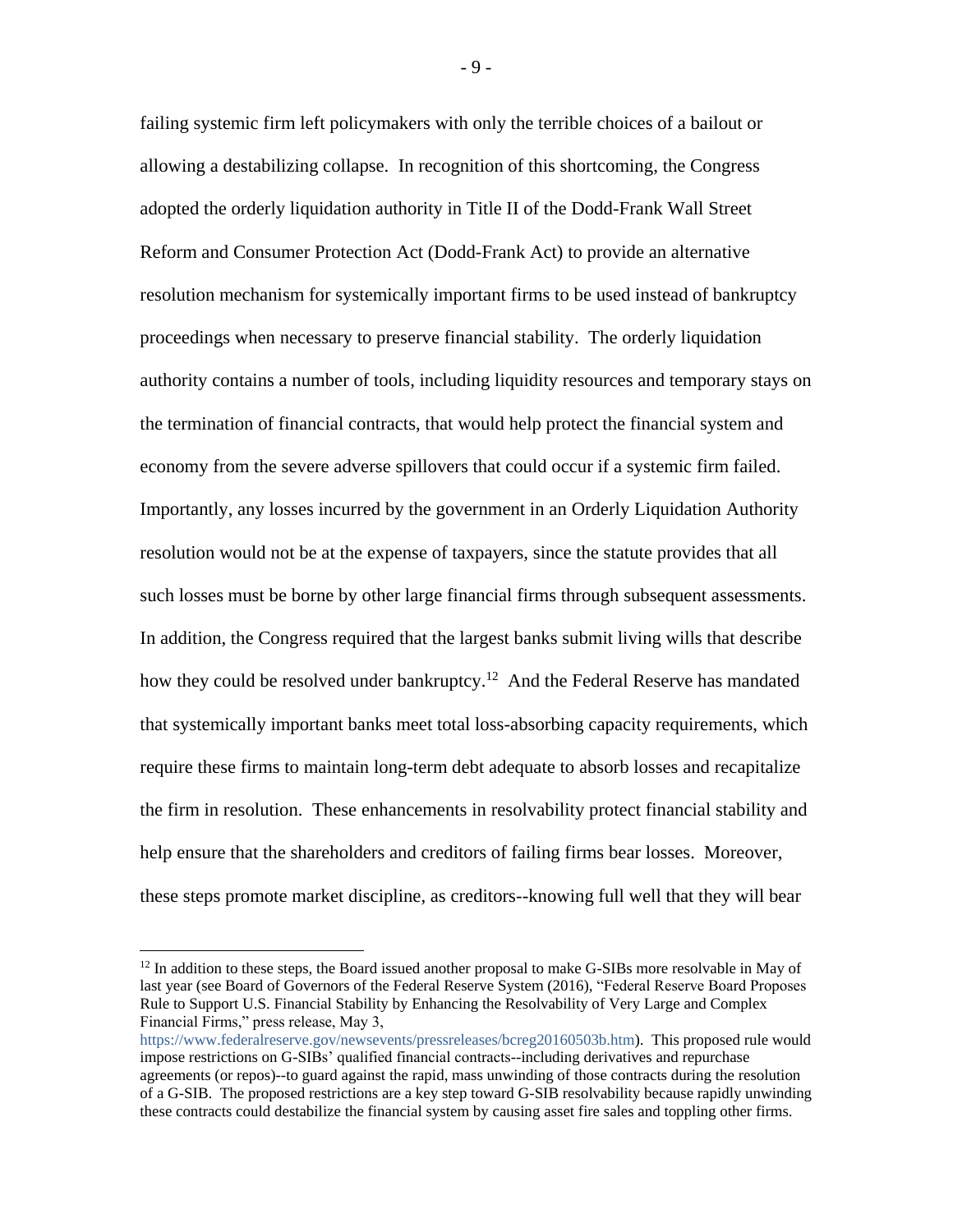failing systemic firm left policymakers with only the terrible choices of a bailout or allowing a destabilizing collapse. In recognition of this shortcoming, the Congress adopted the orderly liquidation authority in Title II of the Dodd-Frank Wall Street Reform and Consumer Protection Act (Dodd-Frank Act) to provide an alternative resolution mechanism for systemically important firms to be used instead of bankruptcy proceedings when necessary to preserve financial stability. The orderly liquidation authority contains a number of tools, including liquidity resources and temporary stays on the termination of financial contracts, that would help protect the financial system and economy from the severe adverse spillovers that could occur if a systemic firm failed. Importantly, any losses incurred by the government in an Orderly Liquidation Authority resolution would not be at the expense of taxpayers, since the statute provides that all such losses must be borne by other large financial firms through subsequent assessments. In addition, the Congress required that the largest banks submit living wills that describe how they could be resolved under bankruptcy.[12] And the Federal Reserve has mandated that systemically important banks meet total loss-absorbing capacity requirements, which require these firms to maintain long-term debt adequate to absorb losses and recapitalize the firm in resolution. These enhancements in resolvability protect financial stability and help ensure that the shareholders and creditors of failing firms bear losses. Moreover, these steps promote market discipline, as creditors--knowing full well that they will bear

---

[12] In addition to these steps, the Board issued another proposal to make G-SIBs more resolvable in May of last year (see Board of Governors of the Federal Reserve System (2016), "Federal Reserve Board Proposes Rule to Support U.S. Financial Stability by Enhancing the Resolvability of Very Large and Complex Financial Firms," press release, May 3, https://www.federalreserve.gov/newsevents/pressreleases/bcreg20160503b.htm). This proposed rule would impose restrictions on G-SIBs' qualified financial contracts--including derivatives and repurchase agreements (or repos)--to guard against the rapid, mass unwinding of those contracts during the resolution of a G-SIB. The proposed restrictions are a key step toward G-SIB resolvability because rapidly unwinding these contracts could destabilize the financial system by causing asset fire sales and toppling other firms.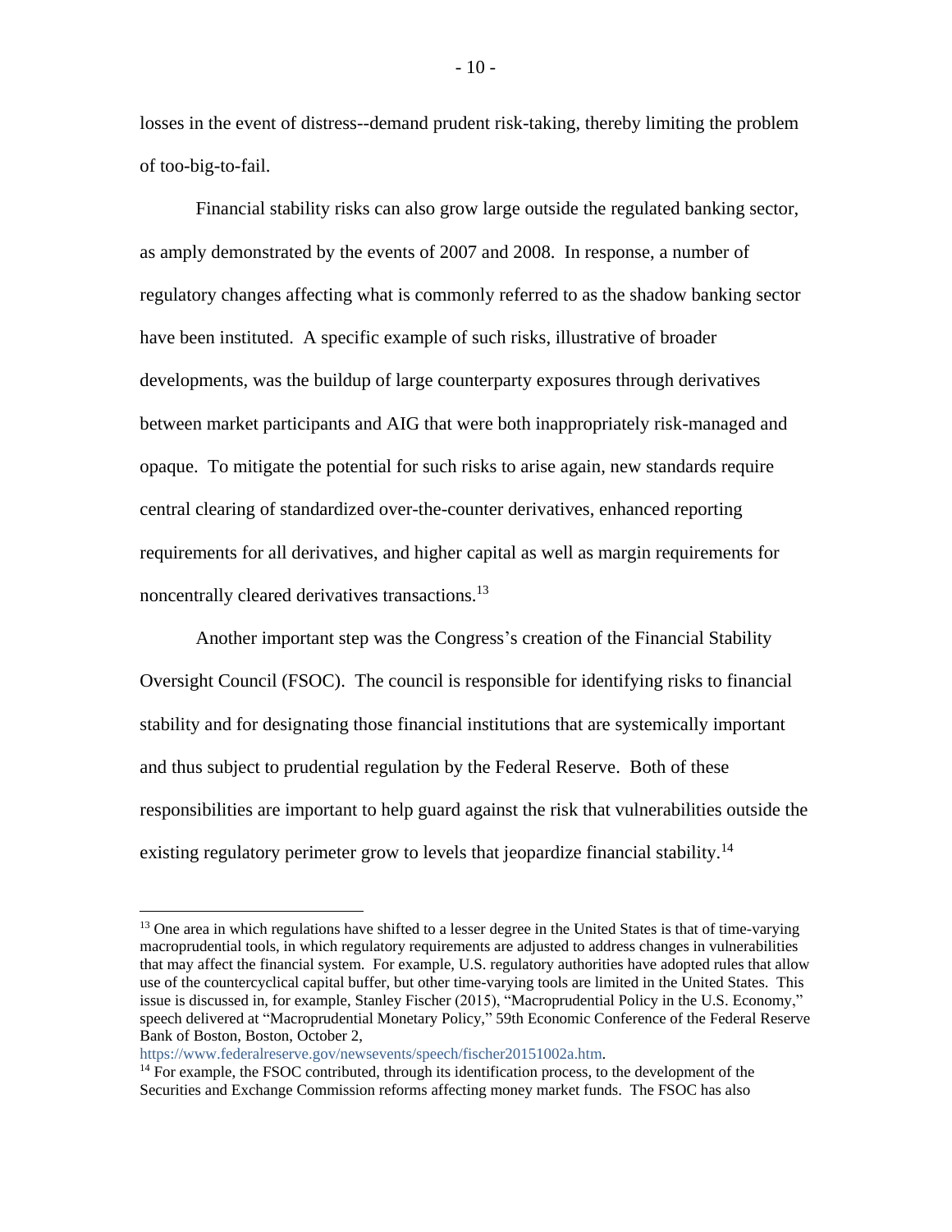losses in the event of distress--demand prudent risk-taking, thereby limiting the problem of too-big-to-fail.

Financial stability risks can also grow large outside the regulated banking sector, as amply demonstrated by the events of 2007 and 2008. In response, a number of regulatory changes affecting what is commonly referred to as the shadow banking sector have been instituted. A specific example of such risks, illustrative of broader developments, was the buildup of large counterparty exposures through derivatives between market participants and AIG that were both inappropriately risk-managed and opaque. To mitigate the potential for such risks to arise again, new standards require central clearing of standardized over-the-counter derivatives, enhanced reporting requirements for all derivatives, and higher capital as well as margin requirements for noncentrally cleared derivatives transactions.[13]

Another important step was the Congress's creation of the Financial Stability Oversight Council (FSOC). The council is responsible for identifying risks to financial stability and for designating those financial institutions that are systemically important and thus subject to prudential regulation by the Federal Reserve. Both of these responsibilities are important to help guard against the risk that vulnerabilities outside the existing regulatory perimeter grow to levels that jeopardize financial stability.[14]

---

[13] One area in which regulations have shifted to a lesser degree in the United States is that of time-varying macroprudential tools, in which regulatory requirements are adjusted to address changes in vulnerabilities that may affect the financial system. For example, U.S. regulatory authorities have adopted rules that allow use of the countercyclical capital buffer, but other time-varying tools are limited in the United States. This issue is discussed in, for example, Stanley Fischer (2015), "Macroprudential Policy in the U.S. Economy," speech delivered at "Macroprudential Monetary Policy," 59th Economic Conference of the Federal Reserve Bank of Boston, Boston, October 2, https://www.federalreserve.gov/newsevents/speech/fischer20151002a.htm.

[14] For example, the FSOC contributed, through its identification process, to the development of the Securities and Exchange Commission reforms affecting money market funds. The FSOC has also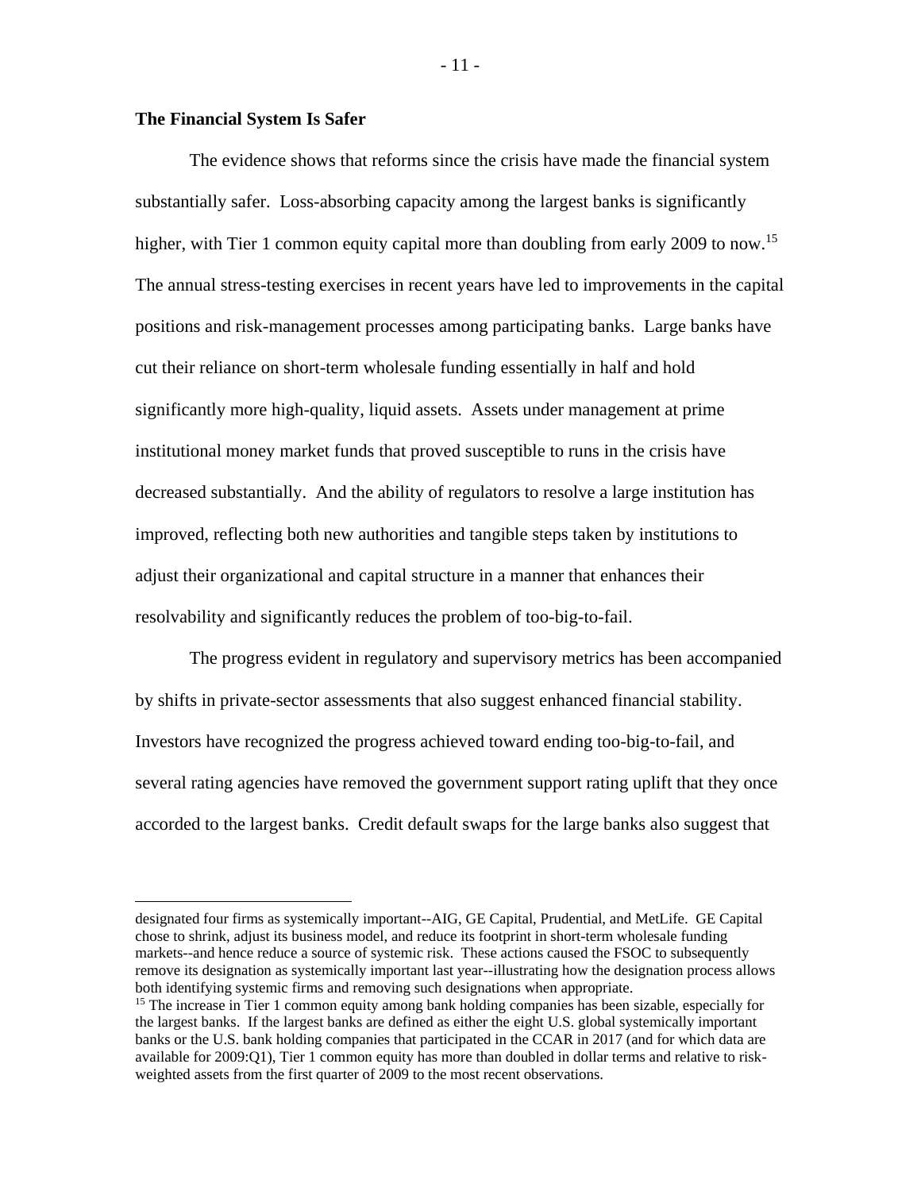## The Financial System Is Safer

The evidence shows that reforms since the crisis have made the financial system substantially safer. Loss-absorbing capacity among the largest banks is significantly higher, with Tier 1 common equity capital more than doubling from early 2009 to now.[15] The annual stress-testing exercises in recent years have led to improvements in the capital positions and risk-management processes among participating banks. Large banks have cut their reliance on short-term wholesale funding essentially in half and hold significantly more high-quality, liquid assets. Assets under management at prime institutional money market funds that proved susceptible to runs in the crisis have decreased substantially. And the ability of regulators to resolve a large institution has improved, reflecting both new authorities and tangible steps taken by institutions to adjust their organizational and capital structure in a manner that enhances their resolvability and significantly reduces the problem of too-big-to-fail.

The progress evident in regulatory and supervisory metrics has been accompanied by shifts in private-sector assessments that also suggest enhanced financial stability. Investors have recognized the progress achieved toward ending too-big-to-fail, and several rating agencies have removed the government support rating uplift that they once accorded to the largest banks. Credit default swaps for the large banks also suggest that

---

designated four firms as systemically important--AIG, GE Capital, Prudential, and MetLife. GE Capital chose to shrink, adjust its business model, and reduce its footprint in short-term wholesale funding markets--and hence reduce a source of systemic risk. These actions caused the FSOC to subsequently remove its designation as systemically important last year--illustrating how the designation process allows both identifying systemic firms and removing such designations when appropriate.

[15] The increase in Tier 1 common equity among bank holding companies has been sizable, especially for the largest banks. If the largest banks are defined as either the eight U.S. global systemically important banks or the U.S. bank holding companies that participated in the CCAR in 2017 (and for which data are available for 2009:Q1), Tier 1 common equity has more than doubled in dollar terms and relative to risk-weighted assets from the first quarter of 2009 to the most recent observations.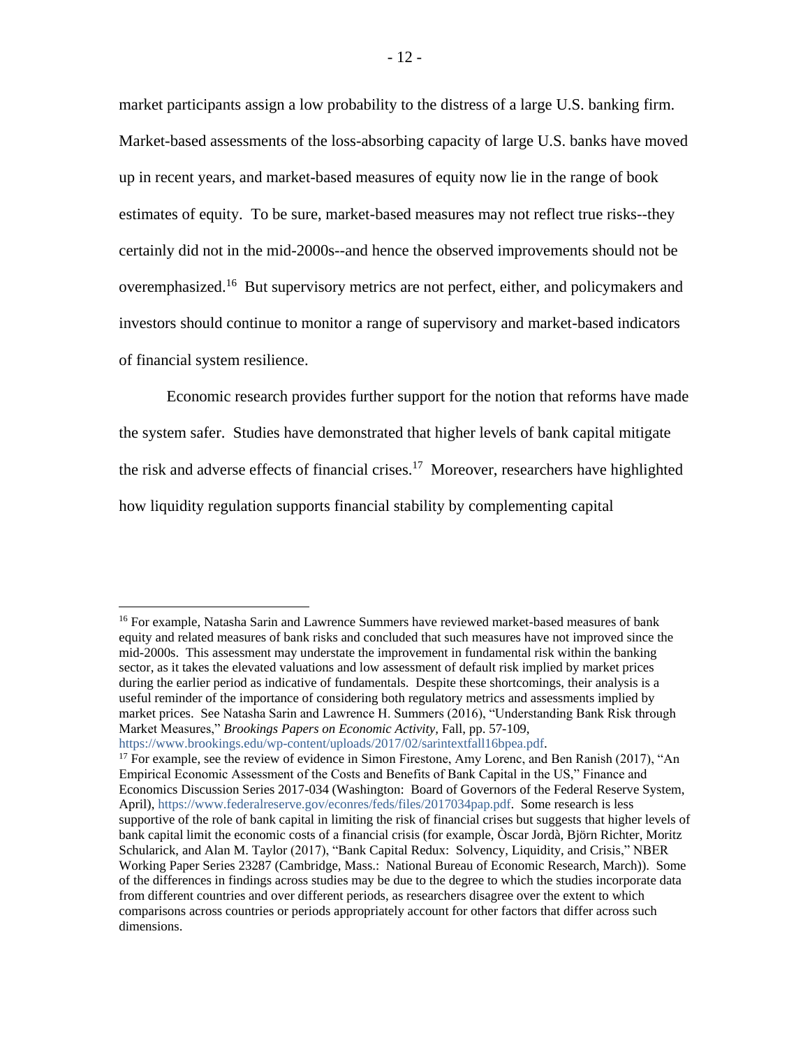market participants assign a low probability to the distress of a large U.S. banking firm. Market-based assessments of the loss-absorbing capacity of large U.S. banks have moved up in recent years, and market-based measures of equity now lie in the range of book estimates of equity. To be sure, market-based measures may not reflect true risks--they certainly did not in the mid-2000s--and hence the observed improvements should not be overemphasized.[16] But supervisory metrics are not perfect, either, and policymakers and investors should continue to monitor a range of supervisory and market-based indicators of financial system resilience.

Economic research provides further support for the notion that reforms have made the system safer. Studies have demonstrated that higher levels of bank capital mitigate the risk and adverse effects of financial crises.[17] Moreover, researchers have highlighted how liquidity regulation supports financial stability by complementing capital

---

[16] For example, Natasha Sarin and Lawrence Summers have reviewed market-based measures of bank equity and related measures of bank risks and concluded that such measures have not improved since the mid-2000s. This assessment may understate the improvement in fundamental risk within the banking sector, as it takes the elevated valuations and low assessment of default risk implied by market prices during the earlier period as indicative of fundamentals. Despite these shortcomings, their analysis is a useful reminder of the importance of considering both regulatory metrics and assessments implied by market prices. See Natasha Sarin and Lawrence H. Summers (2016), "Understanding Bank Risk through Market Measures," *Brookings Papers on Economic Activity*, Fall, pp. 57-109, https://www.brookings.edu/wp-content/uploads/2017/02/sarintextfall16bpea.pdf.

[17] For example, see the review of evidence in Simon Firestone, Amy Lorenc, and Ben Ranish (2017), "An Empirical Economic Assessment of the Costs and Benefits of Bank Capital in the US," Finance and Economics Discussion Series 2017-034 (Washington: Board of Governors of the Federal Reserve System, April), https://www.federalreserve.gov/econres/feds/files/2017034pap.pdf. Some research is less supportive of the role of bank capital in limiting the risk of financial crises but suggests that higher levels of bank capital limit the economic costs of a financial crisis (for example, Òscar Jordà, Björn Richter, Moritz Schularick, and Alan M. Taylor (2017), "Bank Capital Redux: Solvency, Liquidity, and Crisis," NBER Working Paper Series 23287 (Cambridge, Mass.: National Bureau of Economic Research, March)). Some of the differences in findings across studies may be due to the degree to which the studies incorporate data from different countries and over different periods, as researchers disagree over the extent to which comparisons across countries or periods appropriately account for other factors that differ across such dimensions.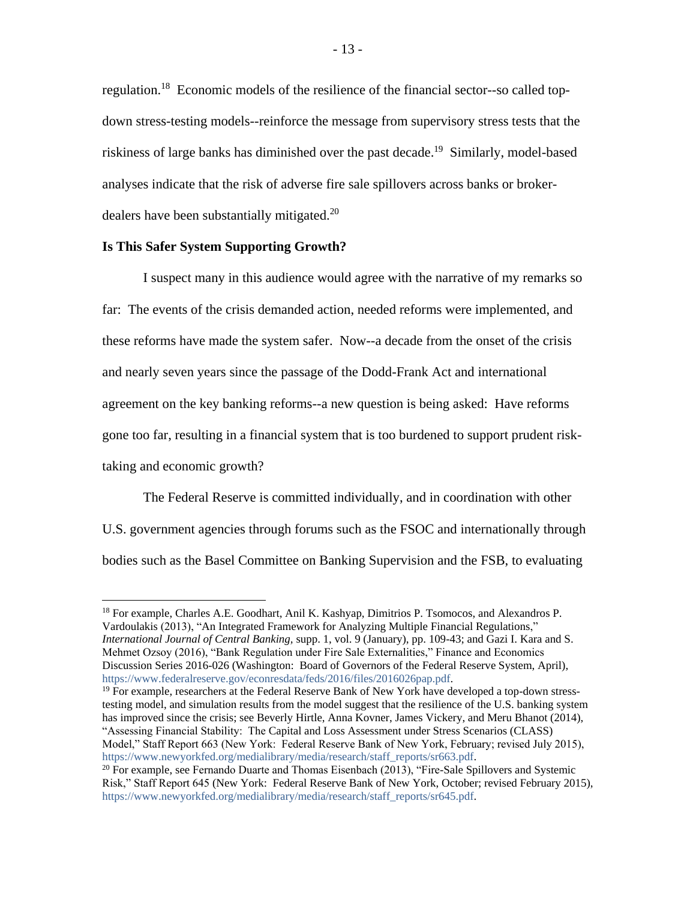regulation.[18] Economic models of the resilience of the financial sector--so called top-down stress-testing models--reinforce the message from supervisory stress tests that the riskiness of large banks has diminished over the past decade.[19] Similarly, model-based analyses indicate that the risk of adverse fire sale spillovers across banks or broker-dealers have been substantially mitigated.[20]

**Is This Safer System Supporting Growth?**

I suspect many in this audience would agree with the narrative of my remarks so far: The events of the crisis demanded action, needed reforms were implemented, and these reforms have made the system safer. Now--a decade from the onset of the crisis and nearly seven years since the passage of the Dodd-Frank Act and international agreement on the key banking reforms--a new question is being asked: Have reforms gone too far, resulting in a financial system that is too burdened to support prudent risk-taking and economic growth?

The Federal Reserve is committed individually, and in coordination with other U.S. government agencies through forums such as the FSOC and internationally through bodies such as the Basel Committee on Banking Supervision and the FSB, to evaluating

---

[18] For example, Charles A.E. Goodhart, Anil K. Kashyap, Dimitrios P. Tsomocos, and Alexandros P. Vardoulakis (2013), "An Integrated Framework for Analyzing Multiple Financial Regulations," *International Journal of Central Banking*, supp. 1, vol. 9 (January), pp. 109-43; and Gazi I. Kara and S. Mehmet Ozsoy (2016), "Bank Regulation under Fire Sale Externalities," Finance and Economics Discussion Series 2016-026 (Washington: Board of Governors of the Federal Reserve System, April), https://www.federalreserve.gov/econresdata/feds/2016/files/2016026pap.pdf.

[19] For example, researchers at the Federal Reserve Bank of New York have developed a top-down stress-testing model, and simulation results from the model suggest that the resilience of the U.S. banking system has improved since the crisis; see Beverly Hirtle, Anna Kovner, James Vickery, and Meru Bhanot (2014), "Assessing Financial Stability: The Capital and Loss Assessment under Stress Scenarios (CLASS) Model," Staff Report 663 (New York: Federal Reserve Bank of New York, February; revised July 2015), https://www.newyorkfed.org/medialibrary/media/research/staff_reports/sr663.pdf.

[20] For example, see Fernando Duarte and Thomas Eisenbach (2013), "Fire-Sale Spillovers and Systemic Risk," Staff Report 645 (New York: Federal Reserve Bank of New York, October; revised February 2015), https://www.newyorkfed.org/medialibrary/media/research/staff_reports/sr645.pdf.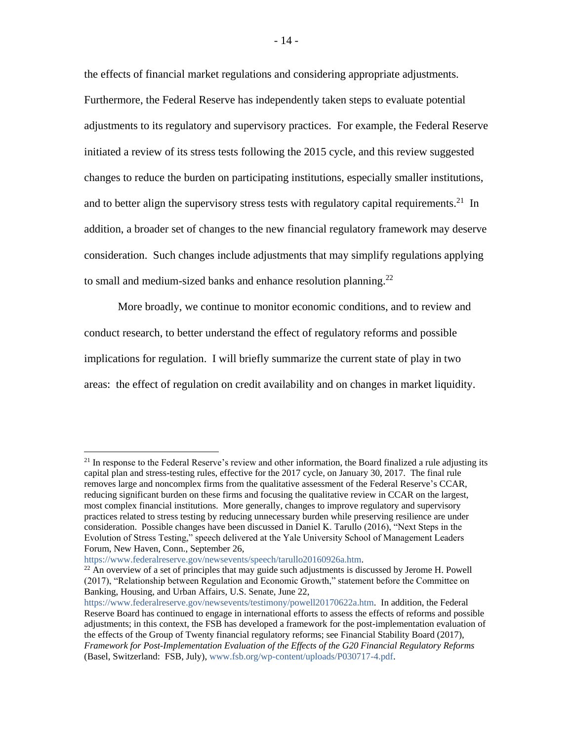the effects of financial market regulations and considering appropriate adjustments. Furthermore, the Federal Reserve has independently taken steps to evaluate potential adjustments to its regulatory and supervisory practices. For example, the Federal Reserve initiated a review of its stress tests following the 2015 cycle, and this review suggested changes to reduce the burden on participating institutions, especially smaller institutions, and to better align the supervisory stress tests with regulatory capital requirements.[21] In addition, a broader set of changes to the new financial regulatory framework may deserve consideration. Such changes include adjustments that may simplify regulations applying to small and medium-sized banks and enhance resolution planning.[22]

More broadly, we continue to monitor economic conditions, and to review and conduct research, to better understand the effect of regulatory reforms and possible implications for regulation. I will briefly summarize the current state of play in two areas: the effect of regulation on credit availability and on changes in market liquidity.

---

[21] In response to the Federal Reserve's review and other information, the Board finalized a rule adjusting its capital plan and stress-testing rules, effective for the 2017 cycle, on January 30, 2017. The final rule removes large and noncomplex firms from the qualitative assessment of the Federal Reserve's CCAR, reducing significant burden on these firms and focusing the qualitative review in CCAR on the largest, most complex financial institutions. More generally, changes to improve regulatory and supervisory practices related to stress testing by reducing unnecessary burden while preserving resilience are under consideration. Possible changes have been discussed in Daniel K. Tarullo (2016), "Next Steps in the Evolution of Stress Testing," speech delivered at the Yale University School of Management Leaders Forum, New Haven, Conn., September 26, https://www.federalreserve.gov/newsevents/speech/tarullo20160926a.htm.

[22] An overview of a set of principles that may guide such adjustments is discussed by Jerome H. Powell (2017), "Relationship between Regulation and Economic Growth," statement before the Committee on Banking, Housing, and Urban Affairs, U.S. Senate, June 22, https://www.federalreserve.gov/newsevents/testimony/powell20170622a.htm. In addition, the Federal Reserve Board has continued to engage in international efforts to assess the effects of reforms and possible adjustments; in this context, the FSB has developed a framework for the post-implementation evaluation of the effects of the Group of Twenty financial regulatory reforms; see Financial Stability Board (2017), *Framework for Post-Implementation Evaluation of the Effects of the G20 Financial Regulatory Reforms* (Basel, Switzerland: FSB, July), www.fsb.org/wp-content/uploads/P030717-4.pdf.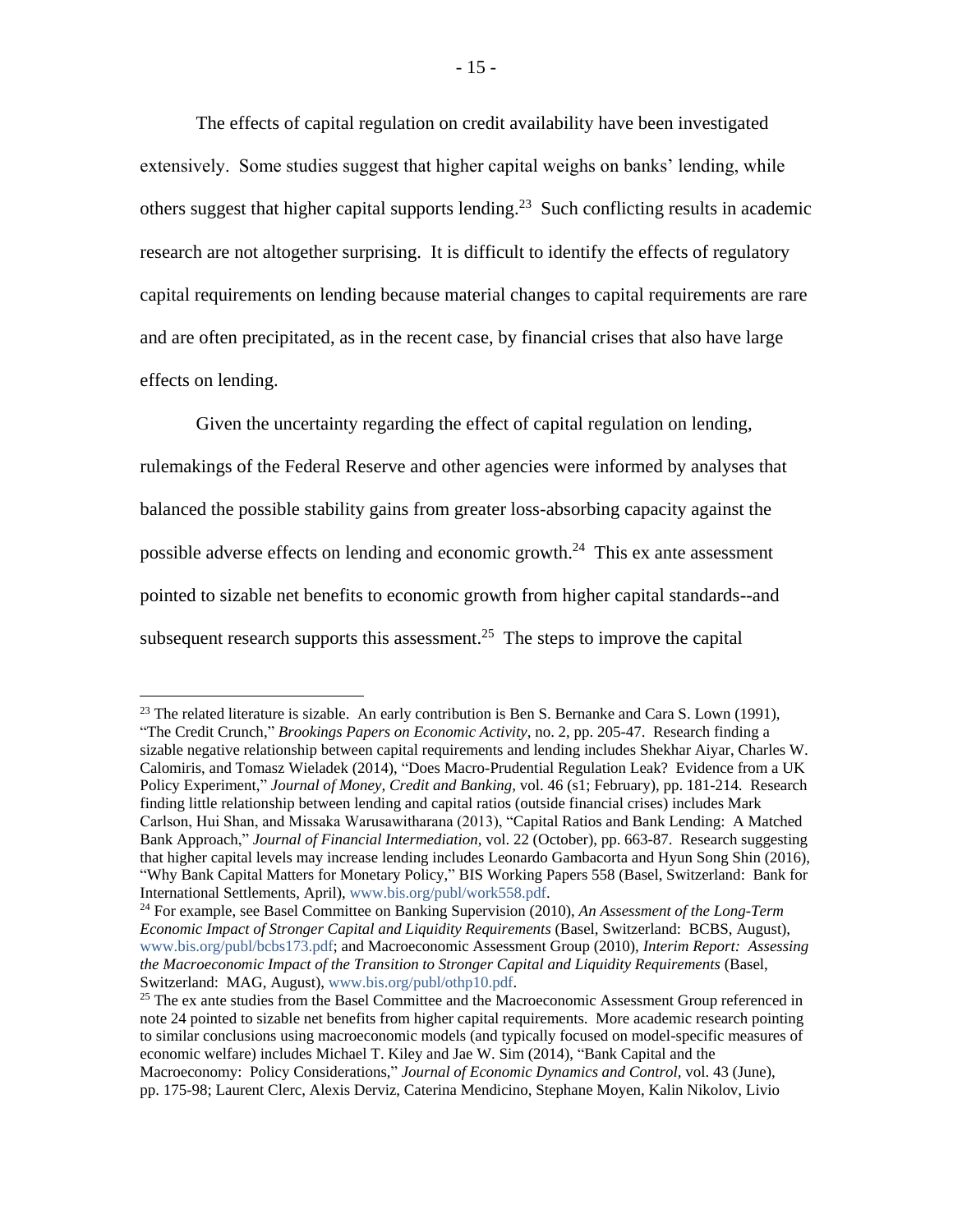The effects of capital regulation on credit availability have been investigated extensively. Some studies suggest that higher capital weighs on banks' lending, while others suggest that higher capital supports lending.[23] Such conflicting results in academic research are not altogether surprising. It is difficult to identify the effects of regulatory capital requirements on lending because material changes to capital requirements are rare and are often precipitated, as in the recent case, by financial crises that also have large effects on lending.

Given the uncertainty regarding the effect of capital regulation on lending, rulemakings of the Federal Reserve and other agencies were informed by analyses that balanced the possible stability gains from greater loss-absorbing capacity against the possible adverse effects on lending and economic growth.[24] This ex ante assessment pointed to sizable net benefits to economic growth from higher capital standards--and subsequent research supports this assessment.[25] The steps to improve the capital

---

[23] The related literature is sizable. An early contribution is Ben S. Bernanke and Cara S. Lown (1991), "The Credit Crunch," *Brookings Papers on Economic Activity*, no. 2, pp. 205-47. Research finding a sizable negative relationship between capital requirements and lending includes Shekhar Aiyar, Charles W. Calomiris, and Tomasz Wieladek (2014), "Does Macro-Prudential Regulation Leak? Evidence from a UK Policy Experiment," *Journal of Money, Credit and Banking,* vol. 46 (s1; February), pp. 181-214. Research finding little relationship between lending and capital ratios (outside financial crises) includes Mark Carlson, Hui Shan, and Missaka Warusawitharana (2013), "Capital Ratios and Bank Lending: A Matched Bank Approach," *Journal of Financial Intermediation*, vol. 22 (October), pp. 663-87. Research suggesting that higher capital levels may increase lending includes Leonardo Gambacorta and Hyun Song Shin (2016), "Why Bank Capital Matters for Monetary Policy," BIS Working Papers 558 (Basel, Switzerland: Bank for International Settlements, April), www.bis.org/publ/work558.pdf.

[24] For example, see Basel Committee on Banking Supervision (2010), *An Assessment of the Long-Term Economic Impact of Stronger Capital and Liquidity Requirements* (Basel, Switzerland: BCBS, August), www.bis.org/publ/bcbs173.pdf; and Macroeconomic Assessment Group (2010), *Interim Report: Assessing the Macroeconomic Impact of the Transition to Stronger Capital and Liquidity Requirements* (Basel, Switzerland: MAG, August), www.bis.org/publ/othp10.pdf.

[25] The ex ante studies from the Basel Committee and the Macroeconomic Assessment Group referenced in note 24 pointed to sizable net benefits from higher capital requirements. More academic research pointing to similar conclusions using macroeconomic models (and typically focused on model-specific measures of economic welfare) includes Michael T. Kiley and Jae W. Sim (2014), "Bank Capital and the Macroeconomy: Policy Considerations," *Journal of Economic Dynamics and Control*, vol. 43 (June), pp. 175-98; Laurent Clerc, Alexis Derviz, Caterina Mendicino, Stephane Moyen, Kalin Nikolov, Livio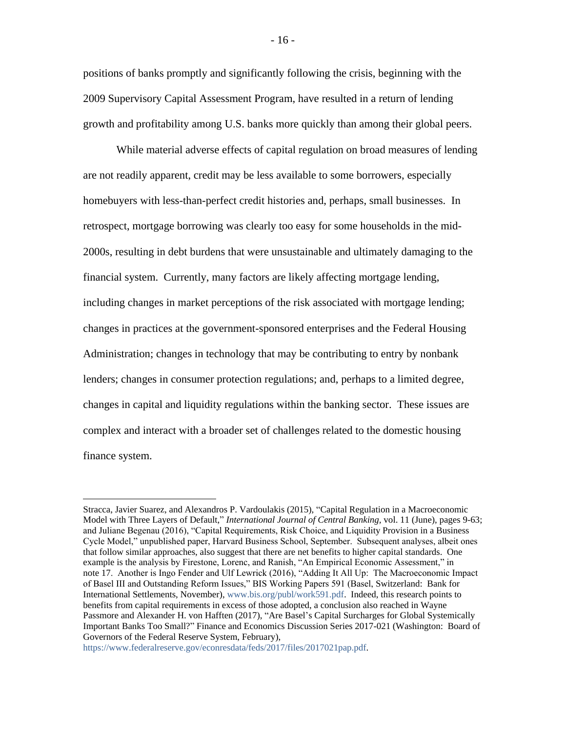positions of banks promptly and significantly following the crisis, beginning with the 2009 Supervisory Capital Assessment Program, have resulted in a return of lending growth and profitability among U.S. banks more quickly than among their global peers.

While material adverse effects of capital regulation on broad measures of lending are not readily apparent, credit may be less available to some borrowers, especially homebuyers with less-than-perfect credit histories and, perhaps, small businesses. In retrospect, mortgage borrowing was clearly too easy for some households in the mid-2000s, resulting in debt burdens that were unsustainable and ultimately damaging to the financial system. Currently, many factors are likely affecting mortgage lending, including changes in market perceptions of the risk associated with mortgage lending; changes in practices at the government-sponsored enterprises and the Federal Housing Administration; changes in technology that may be contributing to entry by nonbank lenders; changes in consumer protection regulations; and, perhaps to a limited degree, changes in capital and liquidity regulations within the banking sector. These issues are complex and interact with a broader set of challenges related to the domestic housing finance system.

---

Stracca, Javier Suarez, and Alexandros P. Vardoulakis (2015), "Capital Regulation in a Macroeconomic Model with Three Layers of Default," *International Journal of Central Banking,* vol. 11 (June), pages 9-63; and Juliane Begenau (2016), "Capital Requirements, Risk Choice, and Liquidity Provision in a Business Cycle Model," unpublished paper, Harvard Business School, September. Subsequent analyses, albeit ones that follow similar approaches, also suggest that there are net benefits to higher capital standards. One example is the analysis by Firestone, Lorenc, and Ranish, "An Empirical Economic Assessment," in note 17. Another is Ingo Fender and Ulf Lewrick (2016), "Adding It All Up: The Macroeconomic Impact of Basel III and Outstanding Reform Issues," BIS Working Papers 591 (Basel, Switzerland: Bank for International Settlements, November), www.bis.org/publ/work591.pdf. Indeed, this research points to benefits from capital requirements in excess of those adopted, a conclusion also reached in Wayne Passmore and Alexander H. von Hafften (2017), "Are Basel's Capital Surcharges for Global Systemically Important Banks Too Small?" Finance and Economics Discussion Series 2017-021 (Washington: Board of Governors of the Federal Reserve System, February), https://www.federalreserve.gov/econresdata/feds/2017/files/2017021pap.pdf.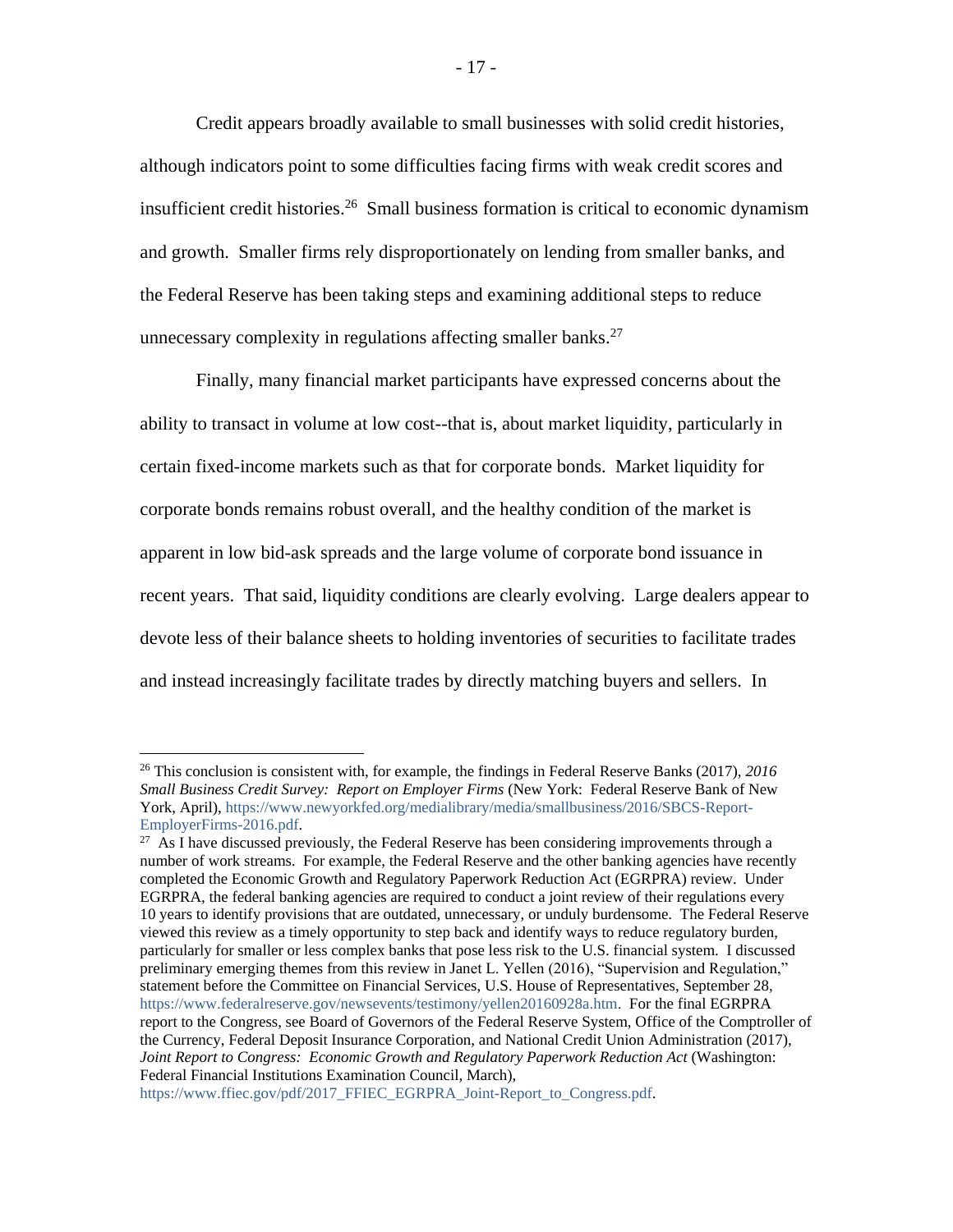Credit appears broadly available to small businesses with solid credit histories, although indicators point to some difficulties facing firms with weak credit scores and insufficient credit histories.[26] Small business formation is critical to economic dynamism and growth. Smaller firms rely disproportionately on lending from smaller banks, and the Federal Reserve has been taking steps and examining additional steps to reduce unnecessary complexity in regulations affecting smaller banks.[27]

Finally, many financial market participants have expressed concerns about the ability to transact in volume at low cost--that is, about market liquidity, particularly in certain fixed-income markets such as that for corporate bonds. Market liquidity for corporate bonds remains robust overall, and the healthy condition of the market is apparent in low bid-ask spreads and the large volume of corporate bond issuance in recent years. That said, liquidity conditions are clearly evolving. Large dealers appear to devote less of their balance sheets to holding inventories of securities to facilitate trades and instead increasingly facilitate trades by directly matching buyers and sellers. In

---

[26] This conclusion is consistent with, for example, the findings in Federal Reserve Banks (2017), *2016 Small Business Credit Survey: Report on Employer Firms* (New York: Federal Reserve Bank of New York, April), https://www.newyorkfed.org/medialibrary/media/smallbusiness/2016/SBCS-Report-EmployerFirms-2016.pdf.

[27] As I have discussed previously, the Federal Reserve has been considering improvements through a number of work streams. For example, the Federal Reserve and the other banking agencies have recently completed the Economic Growth and Regulatory Paperwork Reduction Act (EGRPRA) review. Under EGRPRA, the federal banking agencies are required to conduct a joint review of their regulations every 10 years to identify provisions that are outdated, unnecessary, or unduly burdensome. The Federal Reserve viewed this review as a timely opportunity to step back and identify ways to reduce regulatory burden, particularly for smaller or less complex banks that pose less risk to the U.S. financial system. I discussed preliminary emerging themes from this review in Janet L. Yellen (2016), "Supervision and Regulation," statement before the Committee on Financial Services, U.S. House of Representatives, September 28, https://www.federalreserve.gov/newsevents/testimony/yellen20160928a.htm. For the final EGRPRA report to the Congress, see Board of Governors of the Federal Reserve System, Office of the Comptroller of the Currency, Federal Deposit Insurance Corporation, and National Credit Union Administration (2017), *Joint Report to Congress: Economic Growth and Regulatory Paperwork Reduction Act* (Washington: Federal Financial Institutions Examination Council, March), https://www.ffiec.gov/pdf/2017_FFIEC_EGRPRA_Joint-Report_to_Congress.pdf.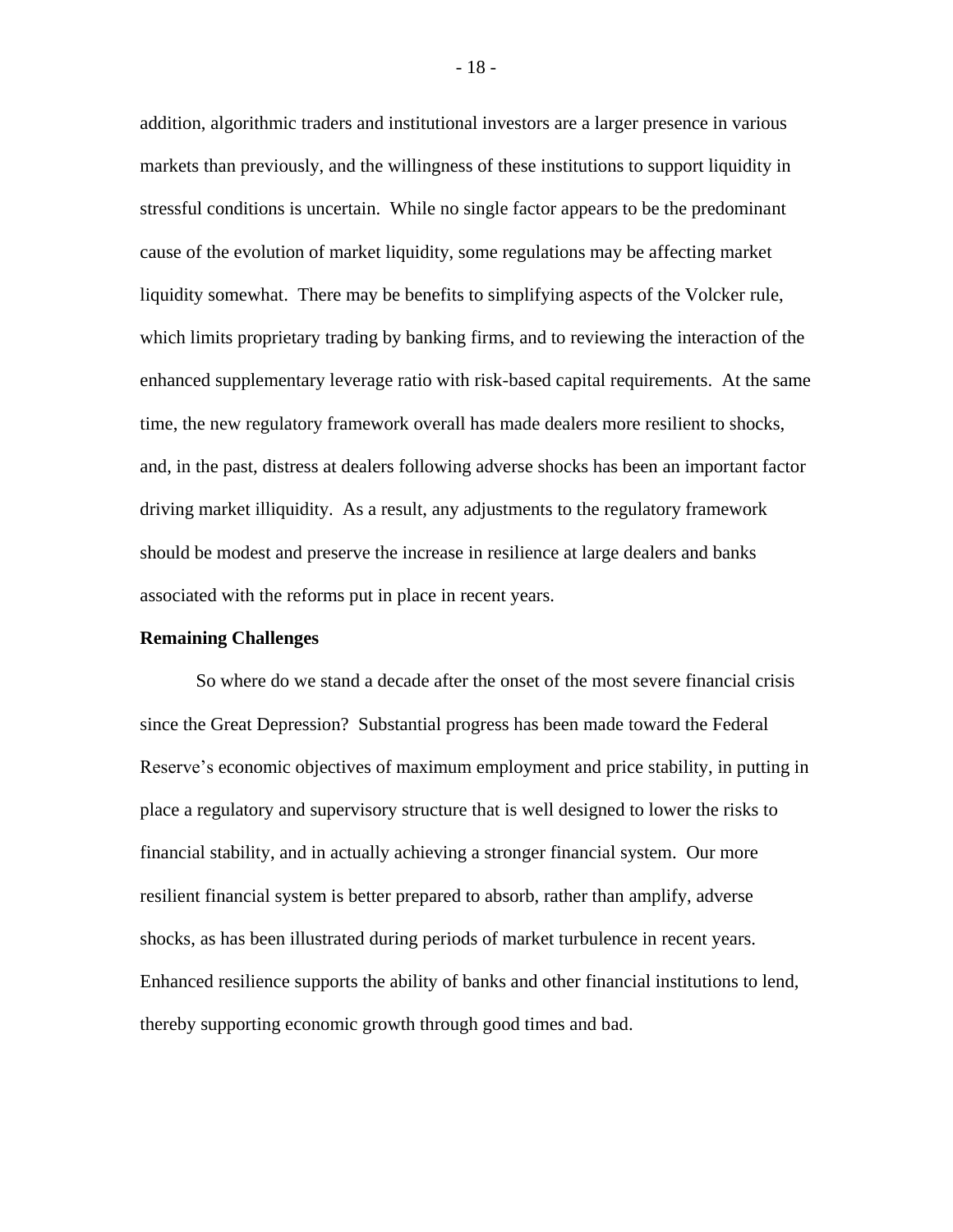addition, algorithmic traders and institutional investors are a larger presence in various markets than previously, and the willingness of these institutions to support liquidity in stressful conditions is uncertain. While no single factor appears to be the predominant cause of the evolution of market liquidity, some regulations may be affecting market liquidity somewhat. There may be benefits to simplifying aspects of the Volcker rule, which limits proprietary trading by banking firms, and to reviewing the interaction of the enhanced supplementary leverage ratio with risk-based capital requirements. At the same time, the new regulatory framework overall has made dealers more resilient to shocks, and, in the past, distress at dealers following adverse shocks has been an important factor driving market illiquidity. As a result, any adjustments to the regulatory framework should be modest and preserve the increase in resilience at large dealers and banks associated with the reforms put in place in recent years.

**Remaining Challenges**

So where do we stand a decade after the onset of the most severe financial crisis since the Great Depression? Substantial progress has been made toward the Federal Reserve's economic objectives of maximum employment and price stability, in putting in place a regulatory and supervisory structure that is well designed to lower the risks to financial stability, and in actually achieving a stronger financial system. Our more resilient financial system is better prepared to absorb, rather than amplify, adverse shocks, as has been illustrated during periods of market turbulence in recent years. Enhanced resilience supports the ability of banks and other financial institutions to lend, thereby supporting economic growth through good times and bad.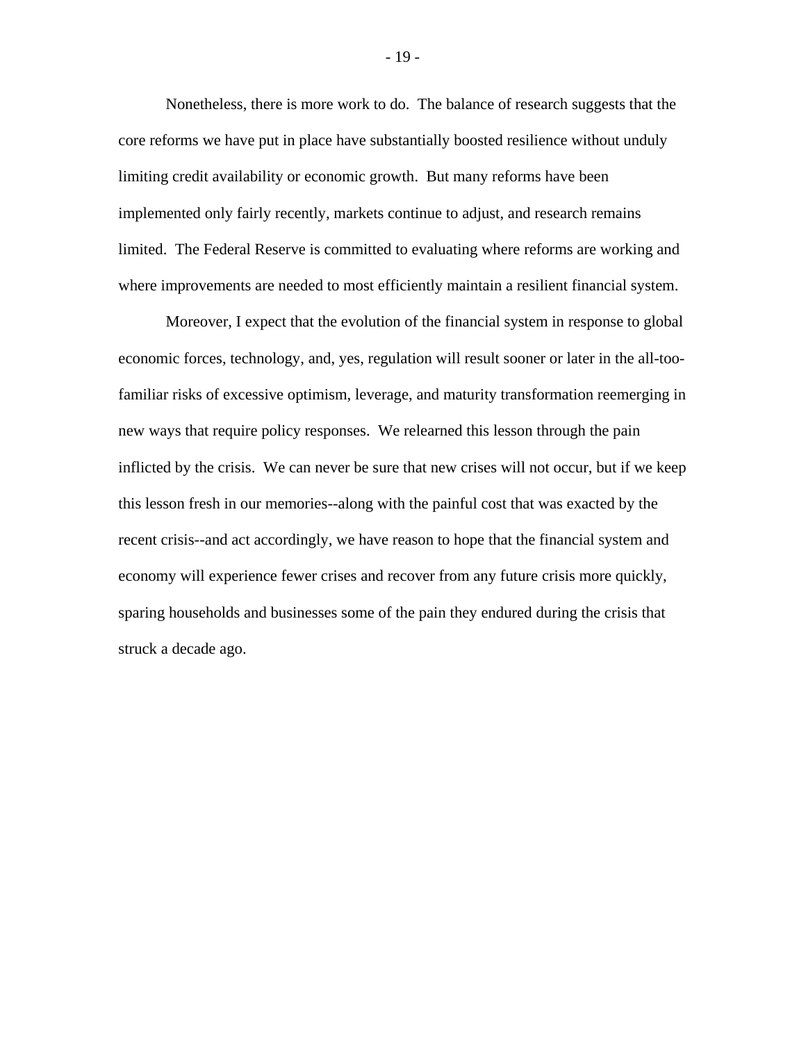Nonetheless, there is more work to do. The balance of research suggests that the core reforms we have put in place have substantially boosted resilience without unduly limiting credit availability or economic growth. But many reforms have been implemented only fairly recently, markets continue to adjust, and research remains limited. The Federal Reserve is committed to evaluating where reforms are working and where improvements are needed to most efficiently maintain a resilient financial system.

Moreover, I expect that the evolution of the financial system in response to global economic forces, technology, and, yes, regulation will result sooner or later in the all-too-familiar risks of excessive optimism, leverage, and maturity transformation reemerging in new ways that require policy responses. We relearned this lesson through the pain inflicted by the crisis. We can never be sure that new crises will not occur, but if we keep this lesson fresh in our memories--along with the painful cost that was exacted by the recent crisis--and act accordingly, we have reason to hope that the financial system and economy will experience fewer crises and recover from any future crisis more quickly, sparing households and businesses some of the pain they endured during the crisis that struck a decade ago.